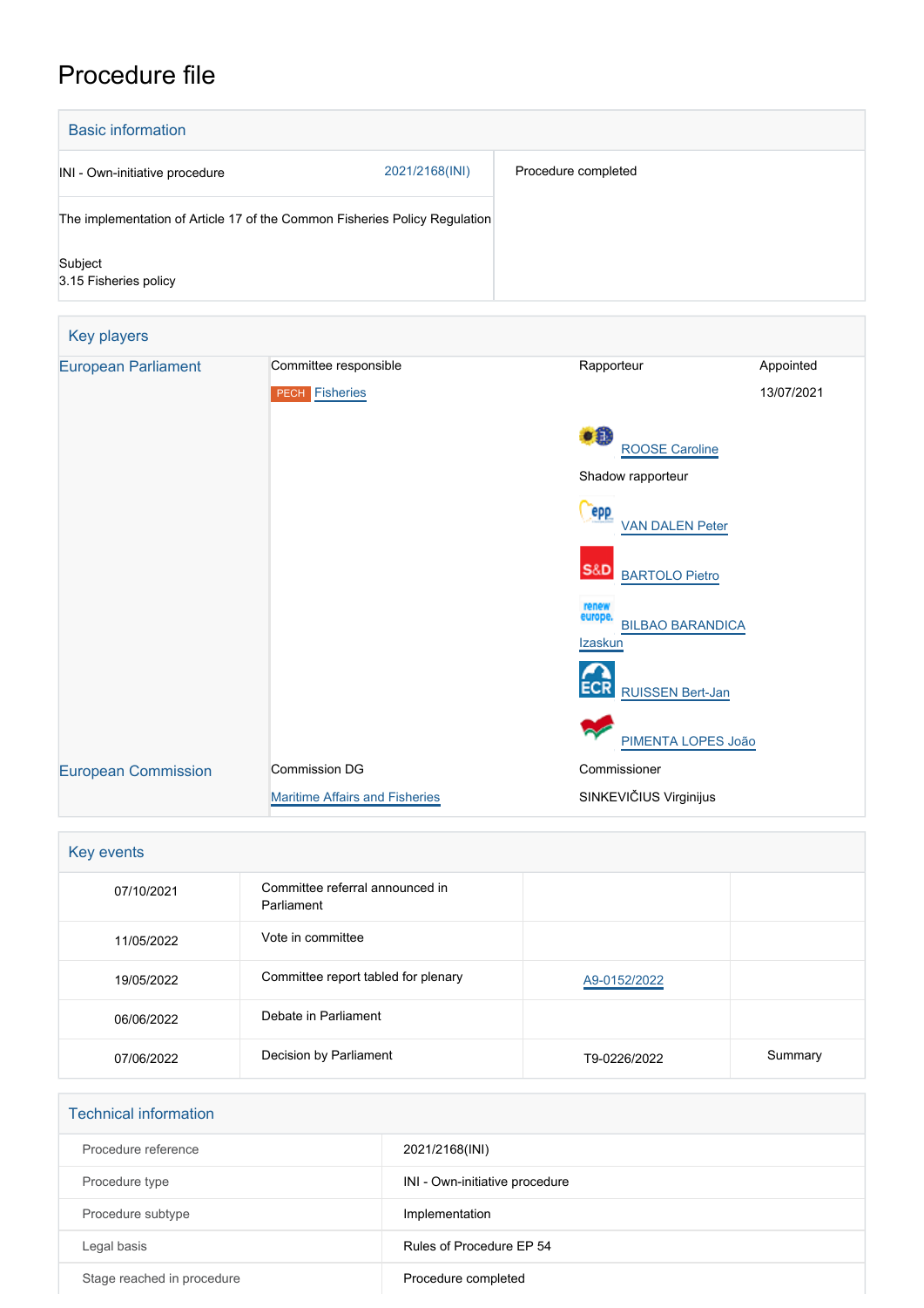# Procedure file

## Basic information

| | |
|---|---|
| INI - Own-initiative procedure 2021/2168(INI) | Procedure completed |
| The implementation of Article 17 of the Common Fisheries Policy Regulation | |
| Subject<br>3.15 Fisheries policy | |

## Key players

| | | | |
|---|---|---|---|
| European Parliament | Committee responsible | Rapporteur | Appointed |
| | PECH Fisheries | | 13/07/2021 |
| | | ROOSE Caroline | |
| | | Shadow rapporteur | |
| | | VAN DALEN Peter | |
| | | BARTOLO Pietro | |
| | | BILBAO BARANDICA Izaskun | |
| | | RUISSEN Bert-Jan | |
| | | PIMENTA LOPES João | |
| European Commission | Commission DG | Commissioner | |
| | Maritime Affairs and Fisheries | SINKEVIČIUS Virginijus | |

## Key events

| | | | |
|---|---|---|---|
| 07/10/2021 | Committee referral announced in Parliament | | |
| 11/05/2022 | Vote in committee | | |
| 19/05/2022 | Committee report tabled for plenary | A9-0152/2022 | |
| 06/06/2022 | Debate in Parliament | | |
| 07/06/2022 | Decision by Parliament | T9-0226/2022 | Summary |

## Technical information

| | |
|---|---|
| Procedure reference | 2021/2168(INI) |
| Procedure type | INI - Own-initiative procedure |
| Procedure subtype | Implementation |
| Legal basis | Rules of Procedure EP 54 |
| Stage reached in procedure | Procedure completed |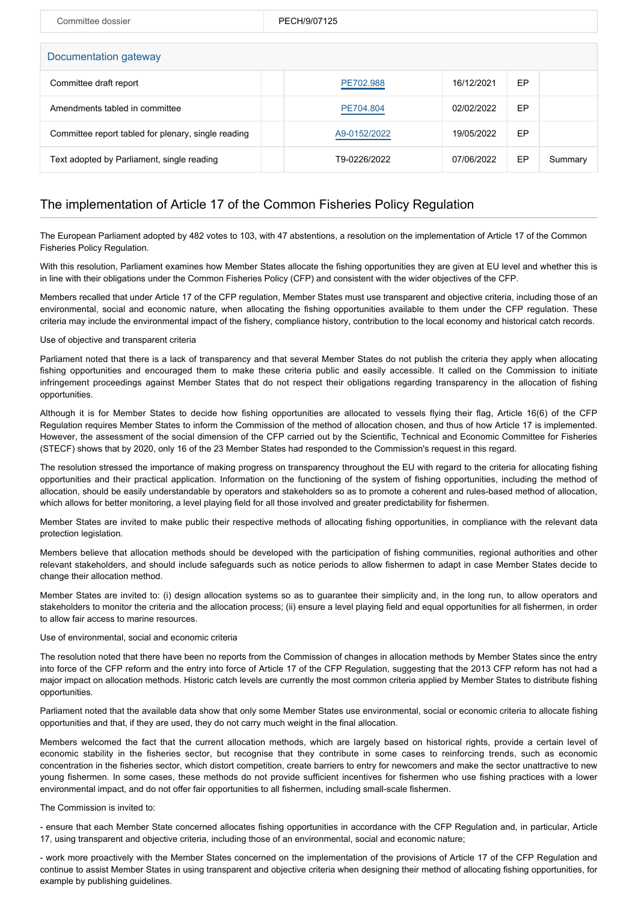| Committee dossier | PECH/9/07125 |
|---|---|

## Documentation gateway

| | | | | | |
|---|---|---|---|---|---|
| Committee draft report | | PE702.988 | 16/12/2021 | EP | |
| Amendments tabled in committee | | PE704.804 | 02/02/2022 | EP | |
| Committee report tabled for plenary, single reading | | A9-0152/2022 | 19/05/2022 | EP | |
| Text adopted by Parliament, single reading | | T9-0226/2022 | 07/06/2022 | EP | Summary |

# The implementation of Article 17 of the Common Fisheries Policy Regulation

The European Parliament adopted by 482 votes to 103, with 47 abstentions, a resolution on the implementation of Article 17 of the Common Fisheries Policy Regulation.

With this resolution, Parliament examines how Member States allocate the fishing opportunities they are given at EU level and whether this is in line with their obligations under the Common Fisheries Policy (CFP) and consistent with the wider objectives of the CFP.

Members recalled that under Article 17 of the CFP regulation, Member States must use transparent and objective criteria, including those of an environmental, social and economic nature, when allocating the fishing opportunities available to them under the CFP regulation. These criteria may include the environmental impact of the fishery, compliance history, contribution to the local economy and historical catch records.

Use of objective and transparent criteria

Parliament noted that there is a lack of transparency and that several Member States do not publish the criteria they apply when allocating fishing opportunities and encouraged them to make these criteria public and easily accessible. It called on the Commission to initiate infringement proceedings against Member States that do not respect their obligations regarding transparency in the allocation of fishing opportunities.

Although it is for Member States to decide how fishing opportunities are allocated to vessels flying their flag, Article 16(6) of the CFP Regulation requires Member States to inform the Commission of the method of allocation chosen, and thus of how Article 17 is implemented. However, the assessment of the social dimension of the CFP carried out by the Scientific, Technical and Economic Committee for Fisheries (STECF) shows that by 2020, only 16 of the 23 Member States had responded to the Commission's request in this regard.

The resolution stressed the importance of making progress on transparency throughout the EU with regard to the criteria for allocating fishing opportunities and their practical application. Information on the functioning of the system of fishing opportunities, including the method of allocation, should be easily understandable by operators and stakeholders so as to promote a coherent and rules-based method of allocation, which allows for better monitoring, a level playing field for all those involved and greater predictability for fishermen.

Member States are invited to make public their respective methods of allocating fishing opportunities, in compliance with the relevant data protection legislation.

Members believe that allocation methods should be developed with the participation of fishing communities, regional authorities and other relevant stakeholders, and should include safeguards such as notice periods to allow fishermen to adapt in case Member States decide to change their allocation method.

Member States are invited to: (i) design allocation systems so as to guarantee their simplicity and, in the long run, to allow operators and stakeholders to monitor the criteria and the allocation process; (ii) ensure a level playing field and equal opportunities for all fishermen, in order to allow fair access to marine resources.

Use of environmental, social and economic criteria

The resolution noted that there have been no reports from the Commission of changes in allocation methods by Member States since the entry into force of the CFP reform and the entry into force of Article 17 of the CFP Regulation, suggesting that the 2013 CFP reform has not had a major impact on allocation methods. Historic catch levels are currently the most common criteria applied by Member States to distribute fishing opportunities.

Parliament noted that the available data show that only some Member States use environmental, social or economic criteria to allocate fishing opportunities and that, if they are used, they do not carry much weight in the final allocation.

Members welcomed the fact that the current allocation methods, which are largely based on historical rights, provide a certain level of economic stability in the fisheries sector, but recognise that they contribute in some cases to reinforcing trends, such as economic concentration in the fisheries sector, which distort competition, create barriers to entry for newcomers and make the sector unattractive to new young fishermen. In some cases, these methods do not provide sufficient incentives for fishermen who use fishing practices with a lower environmental impact, and do not offer fair opportunities to all fishermen, including small-scale fishermen.

The Commission is invited to:

- ensure that each Member State concerned allocates fishing opportunities in accordance with the CFP Regulation and, in particular, Article 17, using transparent and objective criteria, including those of an environmental, social and economic nature;

- work more proactively with the Member States concerned on the implementation of the provisions of Article 17 of the CFP Regulation and continue to assist Member States in using transparent and objective criteria when designing their method of allocating fishing opportunities, for example by publishing guidelines.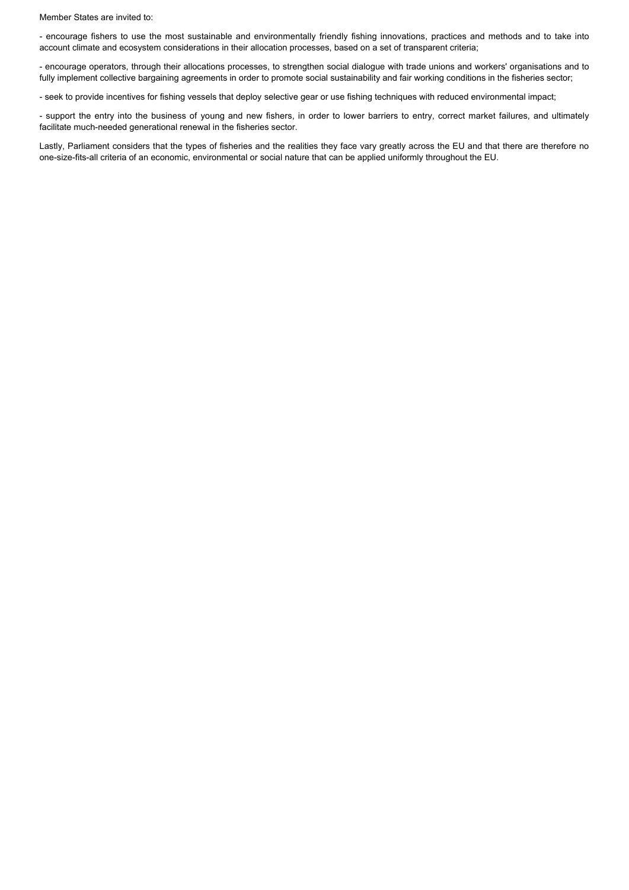Member States are invited to:

- encourage fishers to use the most sustainable and environmentally friendly fishing innovations, practices and methods and to take into account climate and ecosystem considerations in their allocation processes, based on a set of transparent criteria;

- encourage operators, through their allocations processes, to strengthen social dialogue with trade unions and workers' organisations and to fully implement collective bargaining agreements in order to promote social sustainability and fair working conditions in the fisheries sector;

- seek to provide incentives for fishing vessels that deploy selective gear or use fishing techniques with reduced environmental impact;

- support the entry into the business of young and new fishers, in order to lower barriers to entry, correct market failures, and ultimately facilitate much-needed generational renewal in the fisheries sector.

Lastly, Parliament considers that the types of fisheries and the realities they face vary greatly across the EU and that there are therefore no one-size-fits-all criteria of an economic, environmental or social nature that can be applied uniformly throughout the EU.